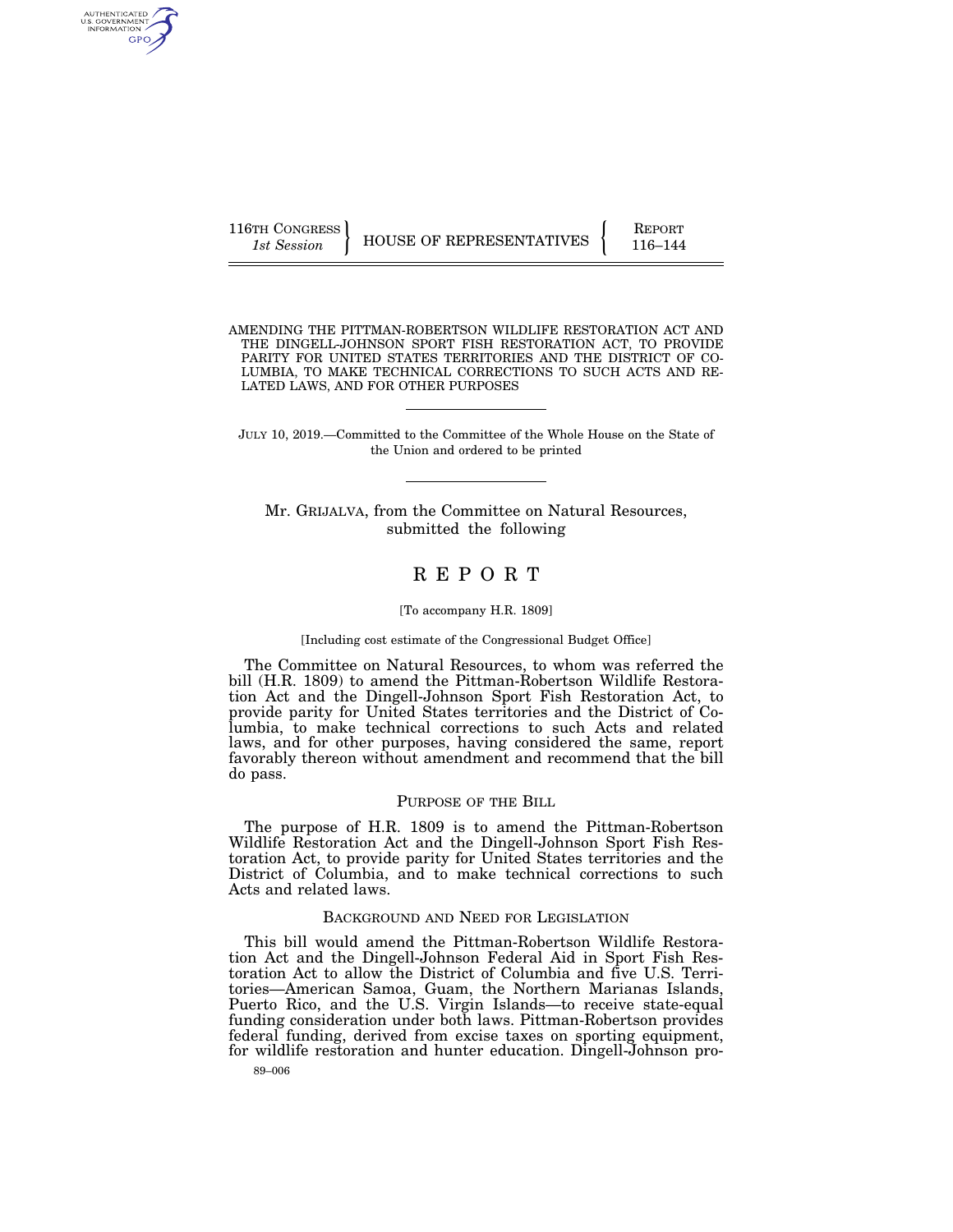116TH CONGRESS
*1st Session*

HOUSE OF REPRESENTATIVES

REPORT
116–144

AMENDING THE PITTMAN-ROBERTSON WILDLIFE RESTORATION ACT AND THE DINGELL-JOHNSON SPORT FISH RESTORATION ACT, TO PROVIDE PARITY FOR UNITED STATES TERRITORIES AND THE DISTRICT OF COLUMBIA, TO MAKE TECHNICAL CORRECTIONS TO SUCH ACTS AND RELATED LAWS, AND FOR OTHER PURPOSES

JULY 10, 2019.—Committed to the Committee of the Whole House on the State of the Union and ordered to be printed

Mr. GRIJALVA, from the Committee on Natural Resources, submitted the following

# REPORT

[To accompany H.R. 1809]

[Including cost estimate of the Congressional Budget Office]

The Committee on Natural Resources, to whom was referred the bill (H.R. 1809) to amend the Pittman-Robertson Wildlife Restoration Act and the Dingell-Johnson Sport Fish Restoration Act, to provide parity for United States territories and the District of Columbia, to make technical corrections to such Acts and related laws, and for other purposes, having considered the same, report favorably thereon without amendment and recommend that the bill do pass.

## PURPOSE OF THE BILL

The purpose of H.R. 1809 is to amend the Pittman-Robertson Wildlife Restoration Act and the Dingell-Johnson Sport Fish Restoration Act, to provide parity for United States territories and the District of Columbia, and to make technical corrections to such Acts and related laws.

## BACKGROUND AND NEED FOR LEGISLATION

This bill would amend the Pittman-Robertson Wildlife Restoration Act and the Dingell-Johnson Federal Aid in Sport Fish Restoration Act to allow the District of Columbia and five U.S. Territories—American Samoa, Guam, the Northern Marianas Islands, Puerto Rico, and the U.S. Virgin Islands—to receive state-equal funding consideration under both laws. Pittman-Robertson provides federal funding, derived from excise taxes on sporting equipment, for wildlife restoration and hunter education. Dingell-Johnson pro-

89–006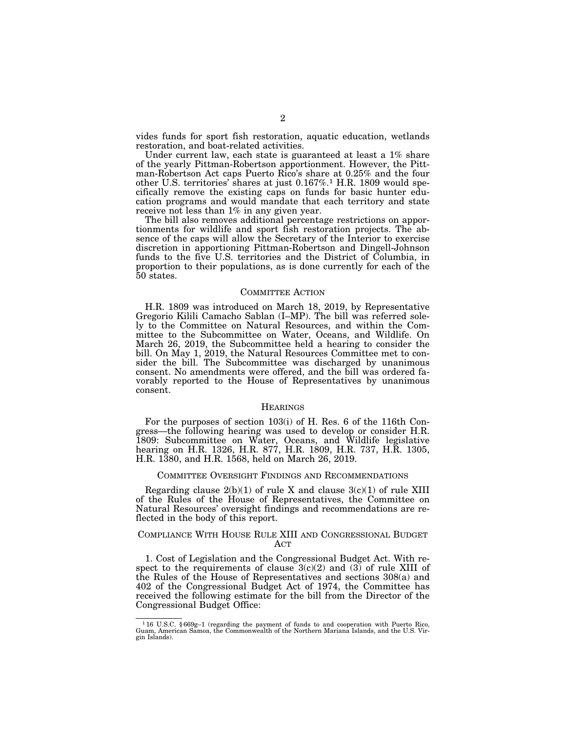vides funds for sport fish restoration, aquatic education, wetlands restoration, and boat-related activities.

Under current law, each state is guaranteed at least a 1% share of the yearly Pittman-Robertson apportionment. However, the Pittman-Robertson Act caps Puerto Rico's share at 0.25% and the four other U.S. territories' shares at just 0.167%.[1] H.R. 1809 would specifically remove the existing caps on funds for basic hunter education programs and would mandate that each territory and state receive not less than 1% in any given year.

The bill also removes additional percentage restrictions on apportionments for wildlife and sport fish restoration projects. The absence of the caps will allow the Secretary of the Interior to exercise discretion in apportioning Pittman-Robertson and Dingell-Johnson funds to the five U.S. territories and the District of Columbia, in proportion to their populations, as is done currently for each of the 50 states.

## COMMITTEE ACTION

H.R. 1809 was introduced on March 18, 2019, by Representative Gregorio Kilili Camacho Sablan (I–MP). The bill was referred solely to the Committee on Natural Resources, and within the Committee to the Subcommittee on Water, Oceans, and Wildlife. On March 26, 2019, the Subcommittee held a hearing to consider the bill. On May 1, 2019, the Natural Resources Committee met to consider the bill. The Subcommittee was discharged by unanimous consent. No amendments were offered, and the bill was ordered favorably reported to the House of Representatives by unanimous consent.

## HEARINGS

For the purposes of section 103(i) of H. Res. 6 of the 116th Congress—the following hearing was used to develop or consider H.R. 1809: Subcommittee on Water, Oceans, and Wildlife legislative hearing on H.R. 1326, H.R. 877, H.R. 1809, H.R. 737, H.R. 1305, H.R. 1380, and H.R. 1568, held on March 26, 2019.

## COMMITTEE OVERSIGHT FINDINGS AND RECOMMENDATIONS

Regarding clause 2(b)(1) of rule X and clause 3(c)(1) of rule XIII of the Rules of the House of Representatives, the Committee on Natural Resources' oversight findings and recommendations are reflected in the body of this report.

## COMPLIANCE WITH HOUSE RULE XIII AND CONGRESSIONAL BUDGET ACT

1. Cost of Legislation and the Congressional Budget Act. With respect to the requirements of clause 3(c)(2) and (3) of rule XIII of the Rules of the House of Representatives and sections 308(a) and 402 of the Congressional Budget Act of 1974, the Committee has received the following estimate for the bill from the Director of the Congressional Budget Office:

---

[1] 16 U.S.C. § 669g–1 (regarding the payment of funds to and cooperation with Puerto Rico, Guam, American Samoa, the Commonwealth of the Northern Mariana Islands, and the U.S. Virgin Islands).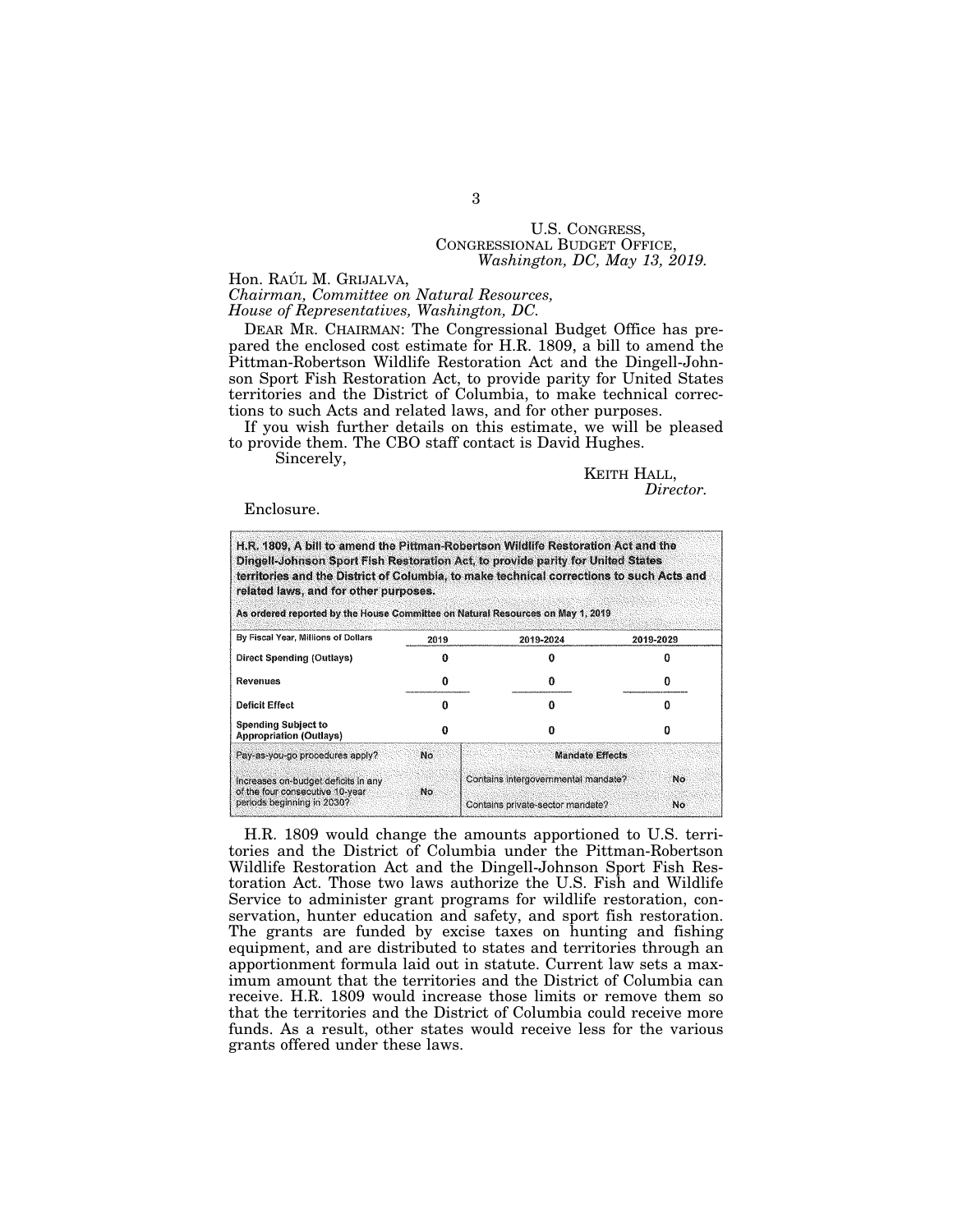U.S. CONGRESS,
CONGRESSIONAL BUDGET OFFICE,
*Washington, DC, May 13, 2019.*

Hon. RAÚL M. GRIJALVA,
*Chairman, Committee on Natural Resources,*
*House of Representatives, Washington, DC.*

DEAR MR. CHAIRMAN: The Congressional Budget Office has prepared the enclosed cost estimate for H.R. 1809, a bill to amend the Pittman-Robertson Wildlife Restoration Act and the Dingell-Johnson Sport Fish Restoration Act, to provide parity for United States territories and the District of Columbia, to make technical corrections to such Acts and related laws, and for other purposes.

If you wish further details on this estimate, we will be pleased to provide them. The CBO staff contact is David Hughes.

Sincerely,

KEITH HALL,
*Director.*

Enclosure.

**H.R. 1809, A bill to amend the Pittman-Robertson Wildlife Restoration Act and the Dingell-Johnson Sport Fish Restoration Act, to provide parity for United States territories and the District of Columbia, to make technical corrections to such Acts and related laws, and for other purposes.**

**As ordered reported by the House Committee on Natural Resources on May 1, 2019**

| By Fiscal Year, Millions of Dollars | 2019 | 2019-2024 | 2019-2029 |
|---|---|---|---|
| Direct Spending (Outlays) | 0 | 0 | 0 |
| Revenues | 0 | 0 | 0 |
| Deficit Effect | 0 | 0 | 0 |
| Spending Subject to Appropriation (Outlays) | 0 | 0 | 0 |

| | | Mandate Effects | |
|---|---|---|---|
| Pay-as-you-go procedures apply? | No | Contains intergovernmental mandate? | No |
| Increases on-budget deficits in any of the four consecutive 10-year periods beginning in 2030? | No | Contains private-sector mandate? | No |

H.R. 1809 would change the amounts apportioned to U.S. territories and the District of Columbia under the Pittman-Robertson Wildlife Restoration Act and the Dingell-Johnson Sport Fish Restoration Act. Those two laws authorize the U.S. Fish and Wildlife Service to administer grant programs for wildlife restoration, conservation, hunter education and safety, and sport fish restoration. The grants are funded by excise taxes on hunting and fishing equipment, and are distributed to states and territories through an apportionment formula laid out in statute. Current law sets a maximum amount that the territories and the District of Columbia can receive. H.R. 1809 would increase those limits or remove them so that the territories and the District of Columbia could receive more funds. As a result, other states would receive less for the various grants offered under these laws.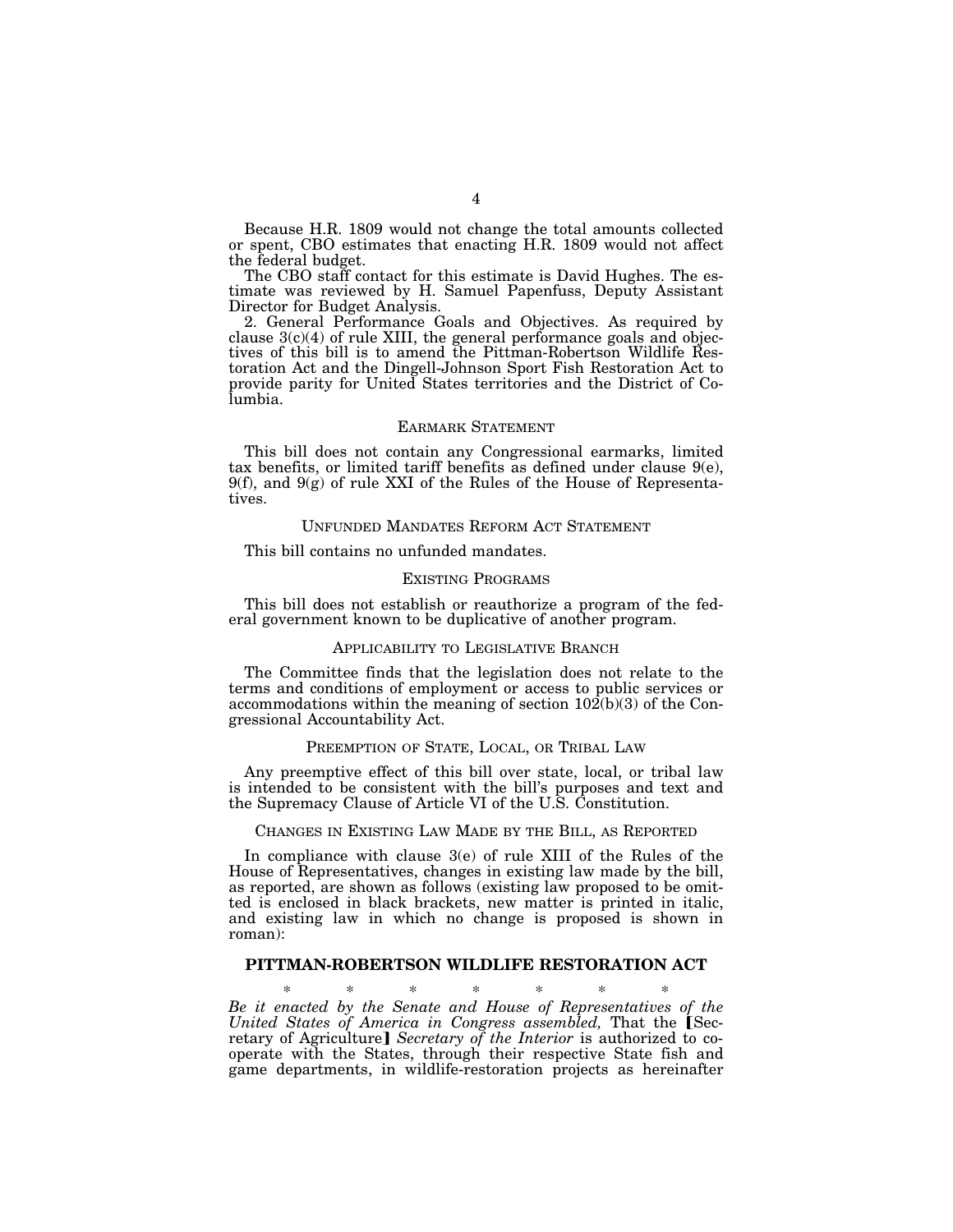Because H.R. 1809 would not change the total amounts collected or spent, CBO estimates that enacting H.R. 1809 would not affect the federal budget.

The CBO staff contact for this estimate is David Hughes. The estimate was reviewed by H. Samuel Papenfuss, Deputy Assistant Director for Budget Analysis.

2. General Performance Goals and Objectives. As required by clause 3(c)(4) of rule XIII, the general performance goals and objectives of this bill is to amend the Pittman-Robertson Wildlife Restoration Act and the Dingell-Johnson Sport Fish Restoration Act to provide parity for United States territories and the District of Columbia.

## EARMARK STATEMENT

This bill does not contain any Congressional earmarks, limited tax benefits, or limited tariff benefits as defined under clause 9(e), 9(f), and 9(g) of rule XXI of the Rules of the House of Representatives.

## UNFUNDED MANDATES REFORM ACT STATEMENT

This bill contains no unfunded mandates.

## EXISTING PROGRAMS

This bill does not establish or reauthorize a program of the federal government known to be duplicative of another program.

## APPLICABILITY TO LEGISLATIVE BRANCH

The Committee finds that the legislation does not relate to the terms and conditions of employment or access to public services or accommodations within the meaning of section 102(b)(3) of the Congressional Accountability Act.

## PREEMPTION OF STATE, LOCAL, OR TRIBAL LAW

Any preemptive effect of this bill over state, local, or tribal law is intended to be consistent with the bill's purposes and text and the Supremacy Clause of Article VI of the U.S. Constitution.

## CHANGES IN EXISTING LAW MADE BY THE BILL, AS REPORTED

In compliance with clause 3(e) of rule XIII of the Rules of the House of Representatives, changes in existing law made by the bill, as reported, are shown as follows (existing law proposed to be omitted is enclosed in black brackets, new matter is printed in italic, and existing law in which no change is proposed is shown in roman):

## PITTMAN-ROBERTSON WILDLIFE RESTORATION ACT

\* \* \* \* \* \* \*

*Be it enacted by the Senate and House of Representatives of the United States of America in Congress assembled,* That the ⟦Secretary of Agriculture⟧ *Secretary of the Interior* is authorized to cooperate with the States, through their respective State fish and game departments, in wildlife-restoration projects as hereinafter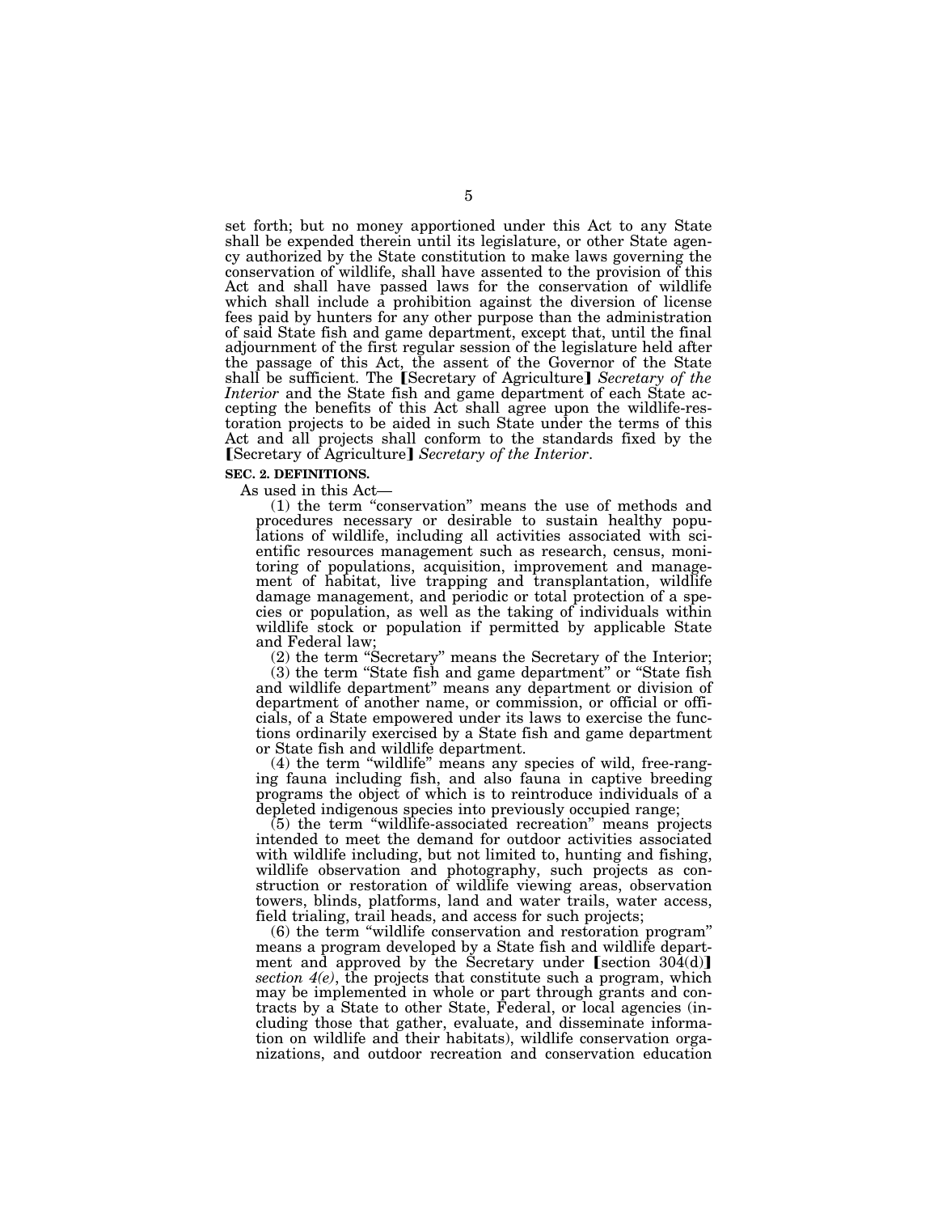set forth; but no money apportioned under this Act to any State shall be expended therein until its legislature, or other State agency authorized by the State constitution to make laws governing the conservation of wildlife, shall have assented to the provision of this Act and shall have passed laws for the conservation of wildlife which shall include a prohibition against the diversion of license fees paid by hunters for any other purpose than the administration of said State fish and game department, except that, until the final adjournment of the first regular session of the legislature held after the passage of this Act, the assent of the Governor of the State shall be sufficient. The 【Secretary of Agriculture】 *Secretary of the Interior* and the State fish and game department of each State accepting the benefits of this Act shall agree upon the wildlife-restoration projects to be aided in such State under the terms of this Act and all projects shall conform to the standards fixed by the 【Secretary of Agriculture】 *Secretary of the Interior*.

**SEC. 2. DEFINITIONS.**

As used in this Act—

(1) the term "conservation" means the use of methods and procedures necessary or desirable to sustain healthy populations of wildlife, including all activities associated with scientific resources management such as research, census, monitoring of populations, acquisition, improvement and management of habitat, live trapping and transplantation, wildlife damage management, and periodic or total protection of a species or population, as well as the taking of individuals within wildlife stock or population if permitted by applicable State and Federal law;

(2) the term "Secretary" means the Secretary of the Interior;

(3) the term "State fish and game department" or "State fish and wildlife department" means any department or division of department of another name, or commission, or official or officials, of a State empowered under its laws to exercise the functions ordinarily exercised by a State fish and game department or State fish and wildlife department.

(4) the term "wildlife" means any species of wild, free-ranging fauna including fish, and also fauna in captive breeding programs the object of which is to reintroduce individuals of a depleted indigenous species into previously occupied range;

(5) the term "wildlife-associated recreation" means projects intended to meet the demand for outdoor activities associated with wildlife including, but not limited to, hunting and fishing, wildlife observation and photography, such projects as construction or restoration of wildlife viewing areas, observation towers, blinds, platforms, land and water trails, water access, field trialing, trail heads, and access for such projects;

(6) the term "wildlife conservation and restoration program" means a program developed by a State fish and wildlife department and approved by the Secretary under 【section 304(d)】 *section 4(e)*, the projects that constitute such a program, which may be implemented in whole or part through grants and contracts by a State to other State, Federal, or local agencies (including those that gather, evaluate, and disseminate information on wildlife and their habitats), wildlife conservation organizations, and outdoor recreation and conservation education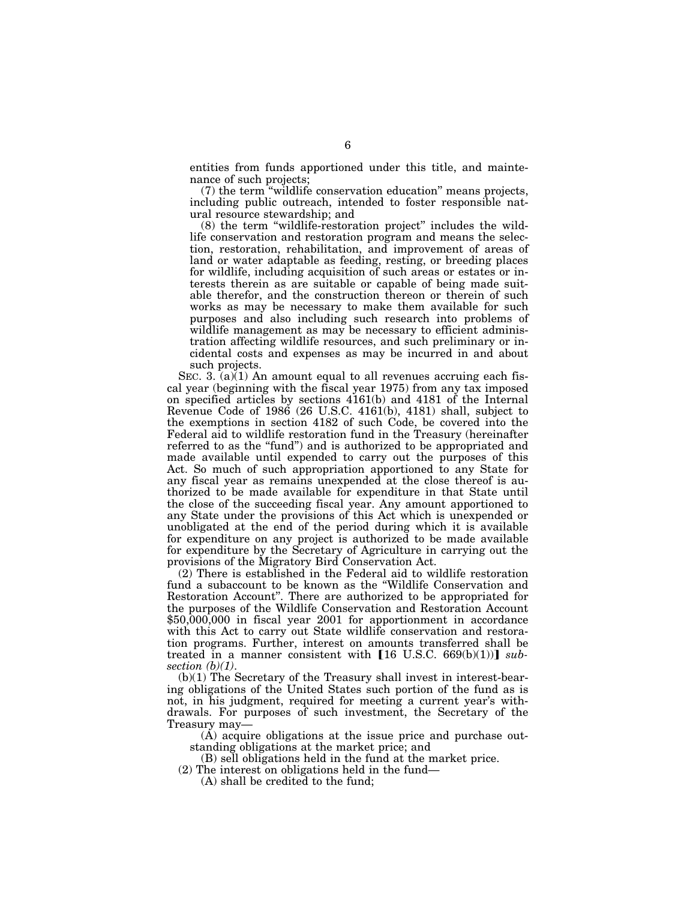entities from funds apportioned under this title, and maintenance of such projects;

(7) the term "wildlife conservation education" means projects, including public outreach, intended to foster responsible natural resource stewardship; and

(8) the term "wildlife-restoration project" includes the wildlife conservation and restoration program and means the selection, restoration, rehabilitation, and improvement of areas of land or water adaptable as feeding, resting, or breeding places for wildlife, including acquisition of such areas or estates or interests therein as are suitable or capable of being made suitable therefor, and the construction thereon or therein of such works as may be necessary to make them available for such purposes and also including such research into problems of wildlife management as may be necessary to efficient administration affecting wildlife resources, and such preliminary or incidental costs and expenses as may be incurred in and about such projects.

SEC. 3. (a)(1) An amount equal to all revenues accruing each fiscal year (beginning with the fiscal year 1975) from any tax imposed on specified articles by sections 4161(b) and 4181 of the Internal Revenue Code of 1986 (26 U.S.C. 4161(b), 4181) shall, subject to the exemptions in section 4182 of such Code, be covered into the Federal aid to wildlife restoration fund in the Treasury (hereinafter referred to as the "fund") and is authorized to be appropriated and made available until expended to carry out the purposes of this Act. So much of such appropriation apportioned to any State for any fiscal year as remains unexpended at the close thereof is authorized to be made available for expenditure in that State until the close of the succeeding fiscal year. Any amount apportioned to any State under the provisions of this Act which is unexpended or unobligated at the end of the period during which it is available for expenditure on any project is authorized to be made available for expenditure by the Secretary of Agriculture in carrying out the provisions of the Migratory Bird Conservation Act.

(2) There is established in the Federal aid to wildlife restoration fund a subaccount to be known as the "Wildlife Conservation and Restoration Account". There are authorized to be appropriated for the purposes of the Wildlife Conservation and Restoration Account $50,000,000 in fiscal year 2001 for apportionment in accordance with this Act to carry out State wildlife conservation and restoration programs. Further, interest on amounts transferred shall be treated in a manner consistent with 【16 U.S.C. 669(b)(1))】 *subsection (b)(1)*.

(b)(1) The Secretary of the Treasury shall invest in interest-bearing obligations of the United States such portion of the fund as is not, in his judgment, required for meeting a current year's withdrawals. For purposes of such investment, the Secretary of the Treasury may—

(A) acquire obligations at the issue price and purchase outstanding obligations at the market price; and

(B) sell obligations held in the fund at the market price.

(2) The interest on obligations held in the fund—

(A) shall be credited to the fund;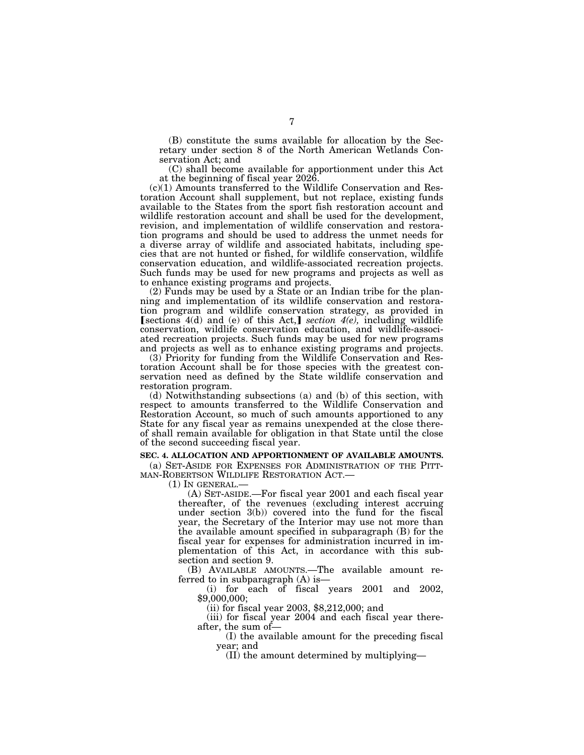(B) constitute the sums available for allocation by the Secretary under section 8 of the North American Wetlands Conservation Act; and

(C) shall become available for apportionment under this Act at the beginning of fiscal year 2026.

(c)(1) Amounts transferred to the Wildlife Conservation and Restoration Account shall supplement, but not replace, existing funds available to the States from the sport fish restoration account and wildlife restoration account and shall be used for the development, revision, and implementation of wildlife conservation and restoration programs and should be used to address the unmet needs for a diverse array of wildlife and associated habitats, including species that are not hunted or fished, for wildlife conservation, wildlife conservation education, and wildlife-associated recreation projects. Such funds may be used for new programs and projects as well as to enhance existing programs and projects.

(2) Funds may be used by a State or an Indian tribe for the planning and implementation of its wildlife conservation and restoration program and wildlife conservation strategy, as provided in [sections 4(d) and (e) of this Act,] *section 4(e),* including wildlife conservation, wildlife conservation education, and wildlife-associated recreation projects. Such funds may be used for new programs and projects as well as to enhance existing programs and projects.

(3) Priority for funding from the Wildlife Conservation and Restoration Account shall be for those species with the greatest conservation need as defined by the State wildlife conservation and restoration program.

(d) Notwithstanding subsections (a) and (b) of this section, with respect to amounts transferred to the Wildlife Conservation and Restoration Account, so much of such amounts apportioned to any State for any fiscal year as remains unexpended at the close thereof shall remain available for obligation in that State until the close of the second succeeding fiscal year.

**SEC. 4. ALLOCATION AND APPORTIONMENT OF AVAILABLE AMOUNTS.**

(a) SET-ASIDE FOR EXPENSES FOR ADMINISTRATION OF THE PITTMAN-ROBERTSON WILDLIFE RESTORATION ACT.—

(1) IN GENERAL.—

(A) SET-ASIDE.—For fiscal year 2001 and each fiscal year thereafter, of the revenues (excluding interest accruing under section 3(b)) covered into the fund for the fiscal year, the Secretary of the Interior may use not more than the available amount specified in subparagraph (B) for the fiscal year for expenses for administration incurred in implementation of this Act, in accordance with this subsection and section 9.

(B) AVAILABLE AMOUNTS.—The available amount referred to in subparagraph (A) is—

(i) for each of fiscal years 2001 and 2002, $9,000,000;

(ii) for fiscal year 2003, $8,212,000; and

(iii) for fiscal year 2004 and each fiscal year thereafter, the sum of—

(I) the available amount for the preceding fiscal year; and

(II) the amount determined by multiplying—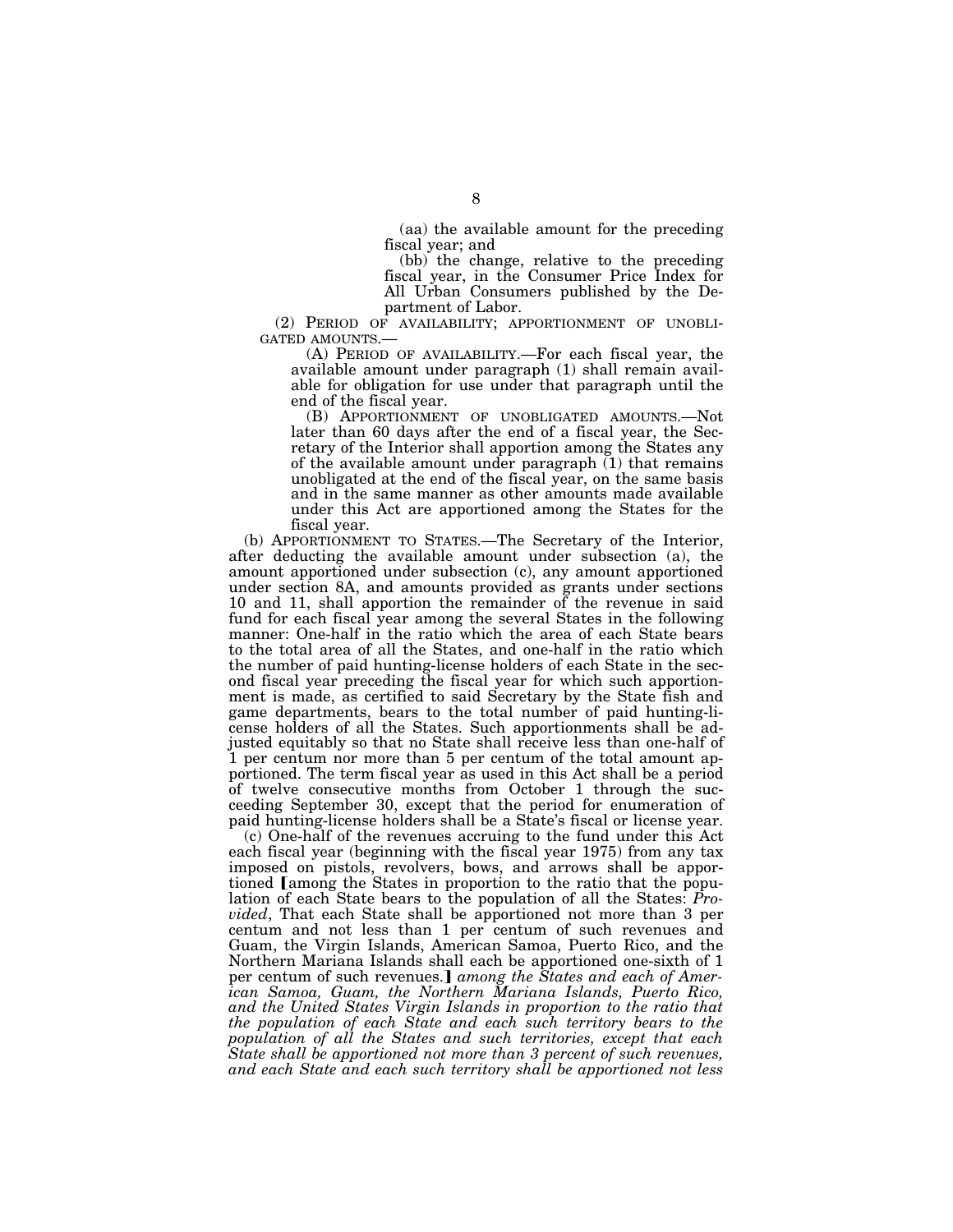(aa) the available amount for the preceding fiscal year; and

(bb) the change, relative to the preceding fiscal year, in the Consumer Price Index for All Urban Consumers published by the Department of Labor.

(2) PERIOD OF AVAILABILITY; APPORTIONMENT OF UNOBLIGATED AMOUNTS.—

(A) PERIOD OF AVAILABILITY.—For each fiscal year, the available amount under paragraph (1) shall remain available for obligation for use under that paragraph until the end of the fiscal year.

(B) APPORTIONMENT OF UNOBLIGATED AMOUNTS.—Not later than 60 days after the end of a fiscal year, the Secretary of the Interior shall apportion among the States any of the available amount under paragraph (1) that remains unobligated at the end of the fiscal year, on the same basis and in the same manner as other amounts made available under this Act are apportioned among the States for the fiscal year.

(b) APPORTIONMENT TO STATES.—The Secretary of the Interior, after deducting the available amount under subsection (a), the amount apportioned under subsection (c), any amount apportioned under section 8A, and amounts provided as grants under sections 10 and 11, shall apportion the remainder of the revenue in said fund for each fiscal year among the several States in the following manner: One-half in the ratio which the area of each State bears to the total area of all the States, and one-half in the ratio which the number of paid hunting-license holders of each State in the second fiscal year preceding the fiscal year for which such apportionment is made, as certified to said Secretary by the State fish and game departments, bears to the total number of paid hunting-license holders of all the States. Such apportionments shall be adjusted equitably so that no State shall receive less than one-half of 1 per centum nor more than 5 per centum of the total amount apportioned. The term fiscal year as used in this Act shall be a period of twelve consecutive months from October 1 through the succeeding September 30, except that the period for enumeration of paid hunting-license holders shall be a State's fiscal or license year.

(c) One-half of the revenues accruing to the fund under this Act each fiscal year (beginning with the fiscal year 1975) from any tax imposed on pistols, revolvers, bows, and arrows shall be apportioned **[**among the States in proportion to the ratio that the population of each State bears to the population of all the States: *Provided*, That each State shall be apportioned not more than 3 per centum and not less than 1 per centum of such revenues and Guam, the Virgin Islands, American Samoa, Puerto Rico, and the Northern Mariana Islands shall each be apportioned one-sixth of 1 per centum of such revenues.**]** *among the States and each of American Samoa, Guam, the Northern Mariana Islands, Puerto Rico, and the United States Virgin Islands in proportion to the ratio that the population of each State and each such territory bears to the population of all the States and such territories, except that each State shall be apportioned not more than 3 percent of such revenues, and each State and each such territory shall be apportioned not less*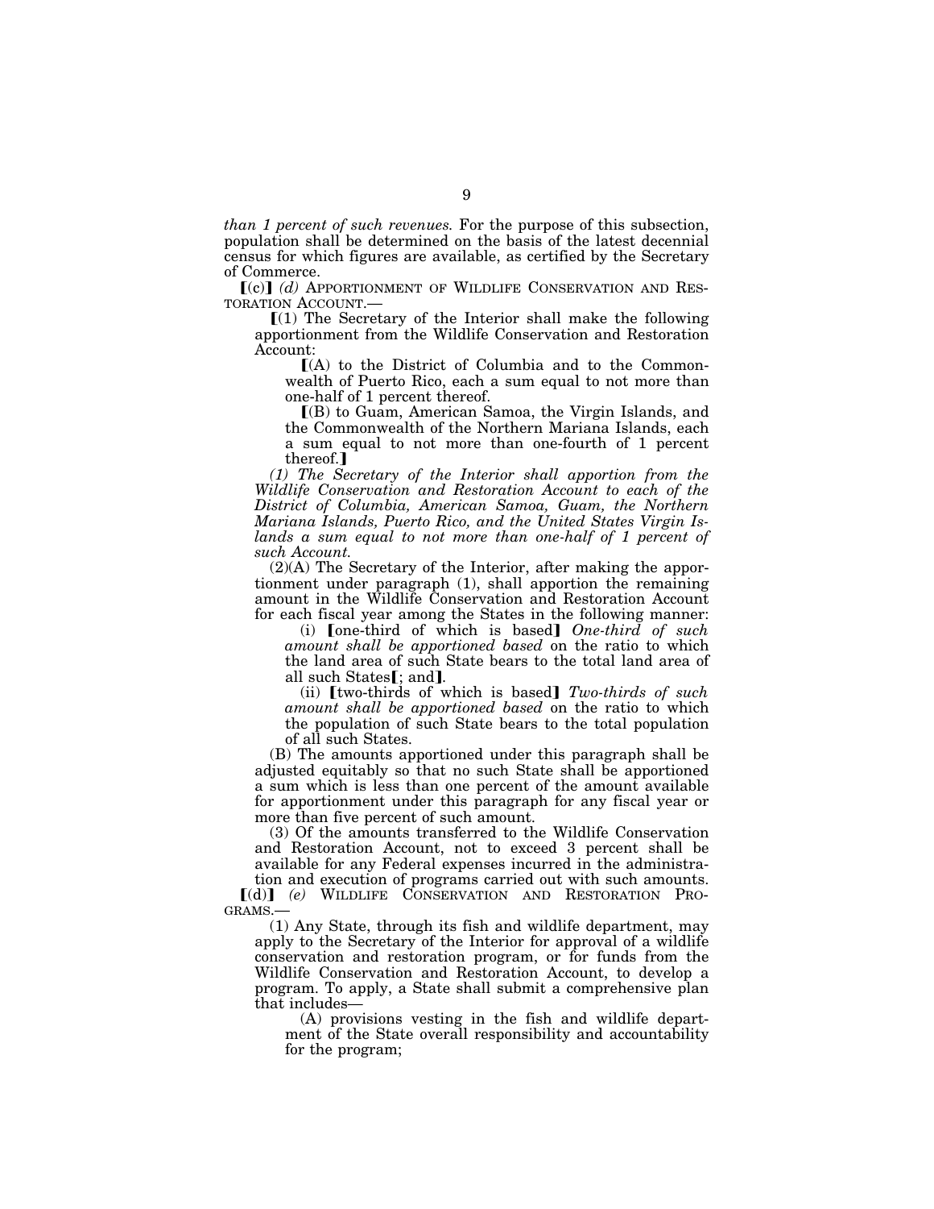*than 1 percent of such revenues.* For the purpose of this subsection, population shall be determined on the basis of the latest decennial census for which figures are available, as certified by the Secretary of Commerce.

⟦(c)⟧ *(d)* APPORTIONMENT OF WILDLIFE CONSERVATION AND RESTORATION ACCOUNT.—

⟦(1) The Secretary of the Interior shall make the following apportionment from the Wildlife Conservation and Restoration Account:

⟦(A) to the District of Columbia and to the Commonwealth of Puerto Rico, each a sum equal to not more than one-half of 1 percent thereof.

⟦(B) to Guam, American Samoa, the Virgin Islands, and the Commonwealth of the Northern Mariana Islands, each a sum equal to not more than one-fourth of 1 percent thereof.⟧

*(1) The Secretary of the Interior shall apportion from the Wildlife Conservation and Restoration Account to each of the District of Columbia, American Samoa, Guam, the Northern Mariana Islands, Puerto Rico, and the United States Virgin Islands a sum equal to not more than one-half of 1 percent of such Account.*

(2)(A) The Secretary of the Interior, after making the apportionment under paragraph (1), shall apportion the remaining amount in the Wildlife Conservation and Restoration Account for each fiscal year among the States in the following manner:

(i) ⟦one-third of which is based⟧ *One-third of such amount shall be apportioned based* on the ratio to which the land area of such State bears to the total land area of all such States⟦; and⟧.

(ii) ⟦two-thirds of which is based⟧ *Two-thirds of such amount shall be apportioned based* on the ratio to which the population of such State bears to the total population of all such States.

(B) The amounts apportioned under this paragraph shall be adjusted equitably so that no such State shall be apportioned a sum which is less than one percent of the amount available for apportionment under this paragraph for any fiscal year or more than five percent of such amount.

(3) Of the amounts transferred to the Wildlife Conservation and Restoration Account, not to exceed 3 percent shall be available for any Federal expenses incurred in the administration and execution of programs carried out with such amounts.

⟦(d)⟧ *(e)* WILDLIFE CONSERVATION AND RESTORATION PROGRAMS.—

(1) Any State, through its fish and wildlife department, may apply to the Secretary of the Interior for approval of a wildlife conservation and restoration program, or for funds from the Wildlife Conservation and Restoration Account, to develop a program. To apply, a State shall submit a comprehensive plan that includes—

(A) provisions vesting in the fish and wildlife department of the State overall responsibility and accountability for the program;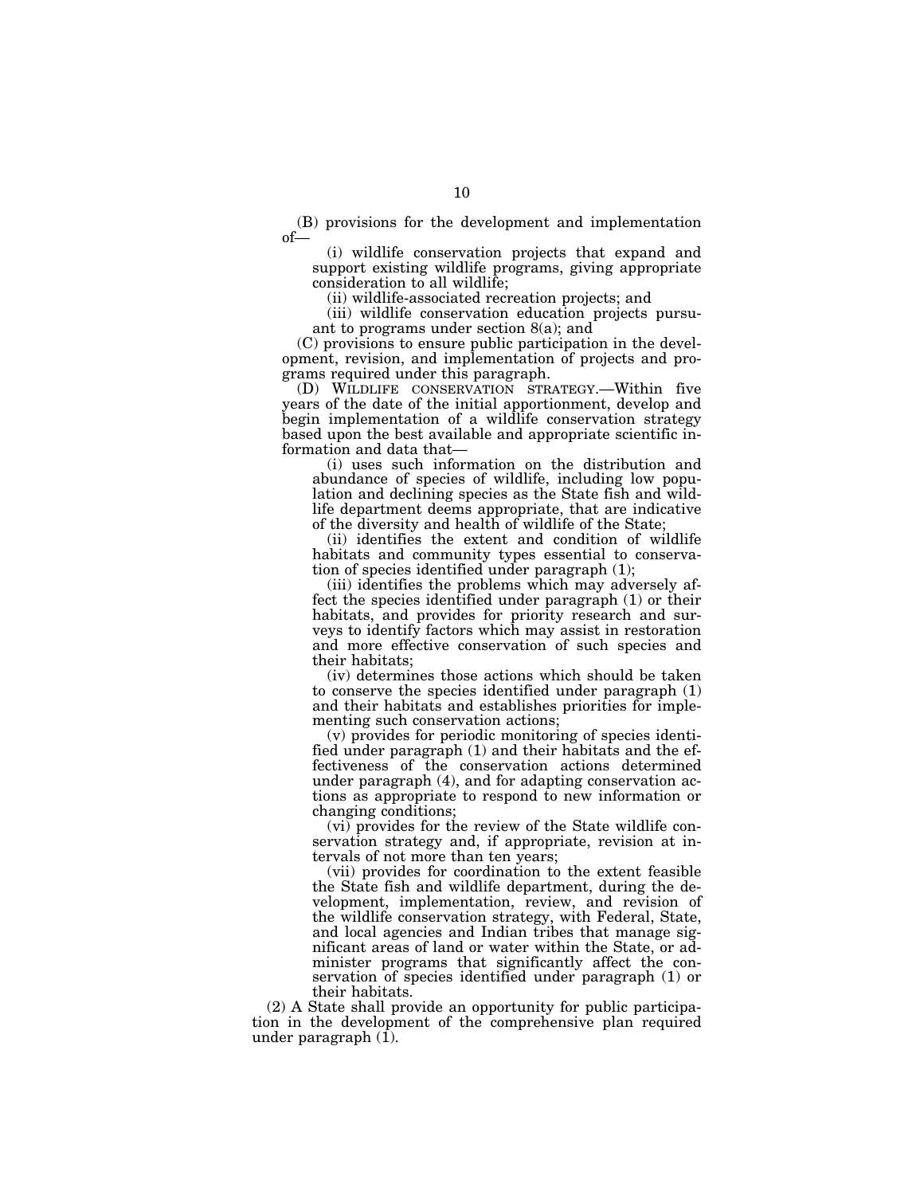(B) provisions for the development and implementation of—

(i) wildlife conservation projects that expand and support existing wildlife programs, giving appropriate consideration to all wildlife;

(ii) wildlife-associated recreation projects; and

(iii) wildlife conservation education projects pursuant to programs under section 8(a); and

(C) provisions to ensure public participation in the development, revision, and implementation of projects and programs required under this paragraph.

(D) WILDLIFE CONSERVATION STRATEGY.—Within five years of the date of the initial apportionment, develop and begin implementation of a wildlife conservation strategy based upon the best available and appropriate scientific information and data that—

(i) uses such information on the distribution and abundance of species of wildlife, including low population and declining species as the State fish and wildlife department deems appropriate, that are indicative of the diversity and health of wildlife of the State;

(ii) identifies the extent and condition of wildlife habitats and community types essential to conservation of species identified under paragraph (1);

(iii) identifies the problems which may adversely affect the species identified under paragraph (1) or their habitats, and provides for priority research and surveys to identify factors which may assist in restoration and more effective conservation of such species and their habitats;

(iv) determines those actions which should be taken to conserve the species identified under paragraph (1) and their habitats and establishes priorities for implementing such conservation actions;

(v) provides for periodic monitoring of species identified under paragraph (1) and their habitats and the effectiveness of the conservation actions determined under paragraph (4), and for adapting conservation actions as appropriate to respond to new information or changing conditions;

(vi) provides for the review of the State wildlife conservation strategy and, if appropriate, revision at intervals of not more than ten years;

(vii) provides for coordination to the extent feasible the State fish and wildlife department, during the development, implementation, review, and revision of the wildlife conservation strategy, with Federal, State, and local agencies and Indian tribes that manage significant areas of land or water within the State, or administer programs that significantly affect the conservation of species identified under paragraph (1) or their habitats.

(2) A State shall provide an opportunity for public participation in the development of the comprehensive plan required under paragraph (1).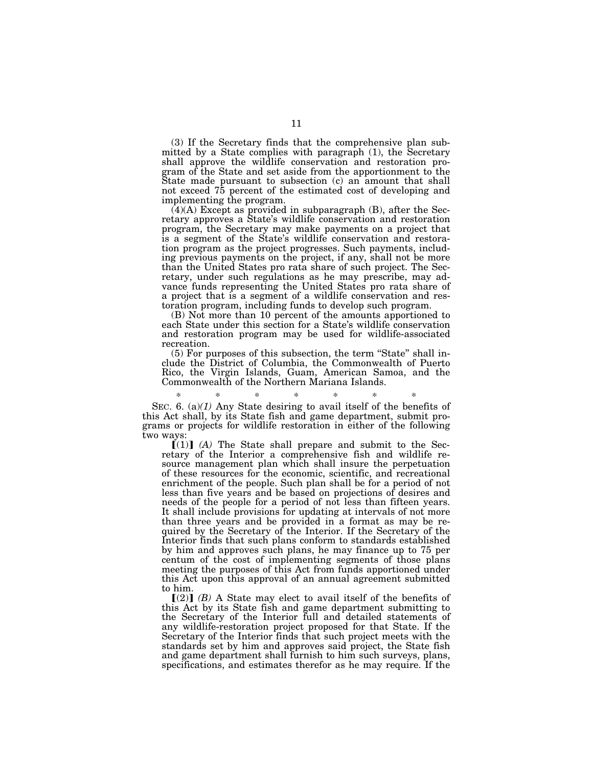(3) If the Secretary finds that the comprehensive plan submitted by a State complies with paragraph (1), the Secretary shall approve the wildlife conservation and restoration program of the State and set aside from the apportionment to the State made pursuant to subsection (c) an amount that shall not exceed 75 percent of the estimated cost of developing and implementing the program.

(4)(A) Except as provided in subparagraph (B), after the Secretary approves a State's wildlife conservation and restoration program, the Secretary may make payments on a project that is a segment of the State's wildlife conservation and restoration program as the project progresses. Such payments, including previous payments on the project, if any, shall not be more than the United States pro rata share of such project. The Secretary, under such regulations as he may prescribe, may advance funds representing the United States pro rata share of a project that is a segment of a wildlife conservation and restoration program, including funds to develop such program.

(B) Not more than 10 percent of the amounts apportioned to each State under this section for a State's wildlife conservation and restoration program may be used for wildlife-associated recreation.

(5) For purposes of this subsection, the term "State" shall include the District of Columbia, the Commonwealth of Puerto Rico, the Virgin Islands, Guam, American Samoa, and the Commonwealth of the Northern Mariana Islands.

\* \* \* \* \* \* \*

SEC. 6. (a)*(1)* Any State desiring to avail itself of the benefits of this Act shall, by its State fish and game department, submit programs or projects for wildlife restoration in either of the following two ways:

[(1)] *(A)* The State shall prepare and submit to the Secretary of the Interior a comprehensive fish and wildlife resource management plan which shall insure the perpetuation of these resources for the economic, scientific, and recreational enrichment of the people. Such plan shall be for a period of not less than five years and be based on projections of desires and needs of the people for a period of not less than fifteen years. It shall include provisions for updating at intervals of not more than three years and be provided in a format as may be required by the Secretary of the Interior. If the Secretary of the Interior finds that such plans conform to standards established by him and approves such plans, he may finance up to 75 per centum of the cost of implementing segments of those plans meeting the purposes of this Act from funds apportioned under this Act upon this approval of an annual agreement submitted to him.

[(2)] *(B)* A State may elect to avail itself of the benefits of this Act by its State fish and game department submitting to the Secretary of the Interior full and detailed statements of any wildlife-restoration project proposed for that State. If the Secretary of the Interior finds that such project meets with the standards set by him and approves said project, the State fish and game department shall furnish to him such surveys, plans, specifications, and estimates therefor as he may require. If the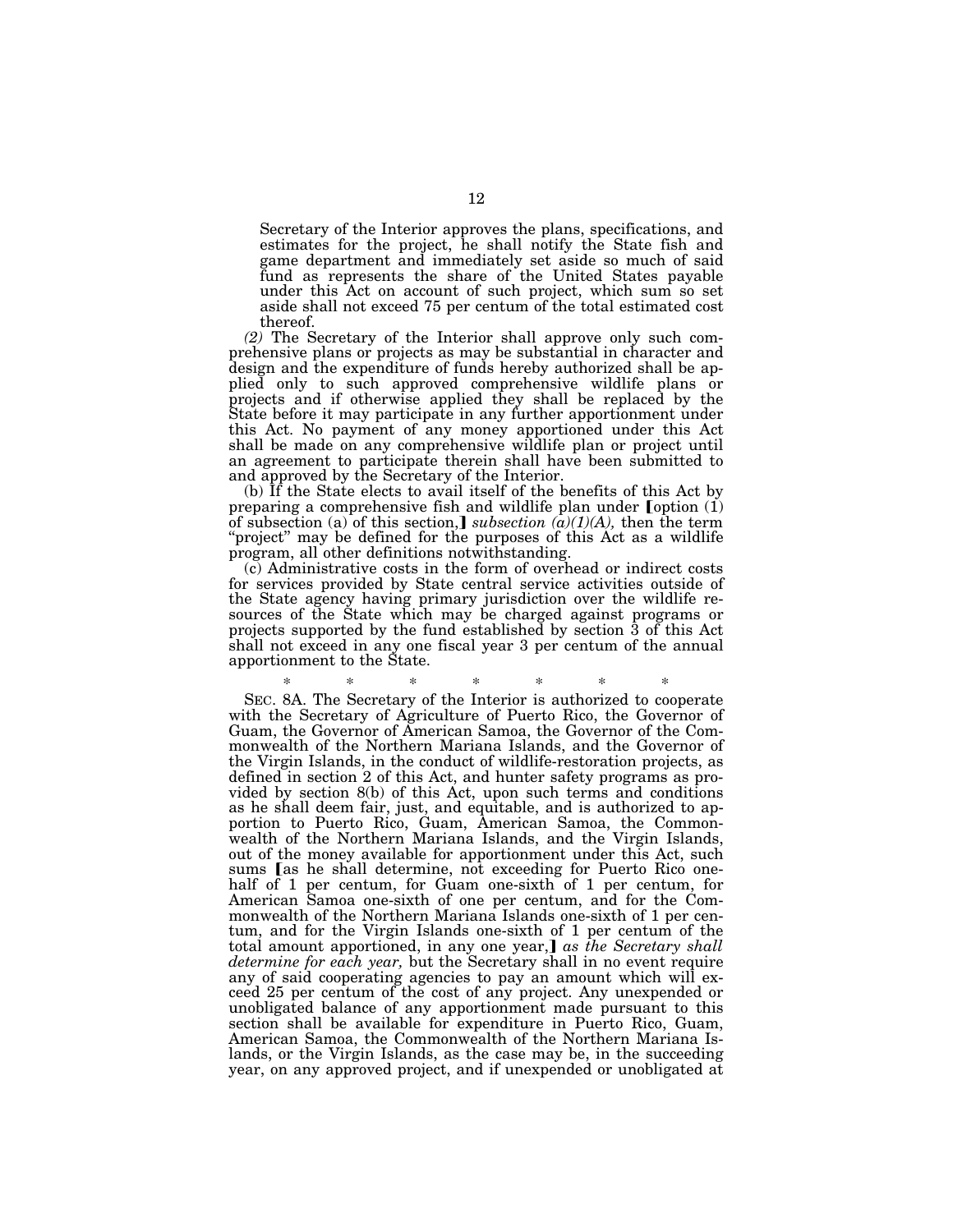Secretary of the Interior approves the plans, specifications, and estimates for the project, he shall notify the State fish and game department and immediately set aside so much of said fund as represents the share of the United States payable under this Act on account of such project, which sum so set aside shall not exceed 75 per centum of the total estimated cost thereof.

*(2)* The Secretary of the Interior shall approve only such comprehensive plans or projects as may be substantial in character and design and the expenditure of funds hereby authorized shall be applied only to such approved comprehensive wildlife plans or projects and if otherwise applied they shall be replaced by the State before it may participate in any further apportionment under this Act. No payment of any money apportioned under this Act shall be made on any comprehensive wildlife plan or project until an agreement to participate therein shall have been submitted to and approved by the Secretary of the Interior.

(b) If the State elects to avail itself of the benefits of this Act by preparing a comprehensive fish and wildlife plan under ⟦option (1) of subsection (a) of this section,⟧ *subsection (a)(1)(A),* then the term "project" may be defined for the purposes of this Act as a wildlife program, all other definitions notwithstanding.

(c) Administrative costs in the form of overhead or indirect costs for services provided by State central service activities outside of the State agency having primary jurisdiction over the wildlife resources of the State which may be charged against programs or projects supported by the fund established by section 3 of this Act shall not exceed in any one fiscal year 3 per centum of the annual apportionment to the State.

\* \* \* \* \* \* \*

SEC. 8A. The Secretary of the Interior is authorized to cooperate with the Secretary of Agriculture of Puerto Rico, the Governor of Guam, the Governor of American Samoa, the Governor of the Commonwealth of the Northern Mariana Islands, and the Governor of the Virgin Islands, in the conduct of wildlife-restoration projects, as defined in section 2 of this Act, and hunter safety programs as provided by section 8(b) of this Act, upon such terms and conditions as he shall deem fair, just, and equitable, and is authorized to apportion to Puerto Rico, Guam, American Samoa, the Commonwealth of the Northern Mariana Islands, and the Virgin Islands, out of the money available for apportionment under this Act, such sums ⟦as he shall determine, not exceeding for Puerto Rico one-half of 1 per centum, for Guam one-sixth of 1 per centum, for American Samoa one-sixth of one per centum, and for the Commonwealth of the Northern Mariana Islands one-sixth of 1 per centum, and for the Virgin Islands one-sixth of 1 per centum of the total amount apportioned, in any one year,⟧ *as the Secretary shall determine for each year,* but the Secretary shall in no event require any of said cooperating agencies to pay an amount which will exceed 25 per centum of the cost of any project. Any unexpended or unobligated balance of any apportionment made pursuant to this section shall be available for expenditure in Puerto Rico, Guam, American Samoa, the Commonwealth of the Northern Mariana Islands, or the Virgin Islands, as the case may be, in the succeeding year, on any approved project, and if unexpended or unobligated at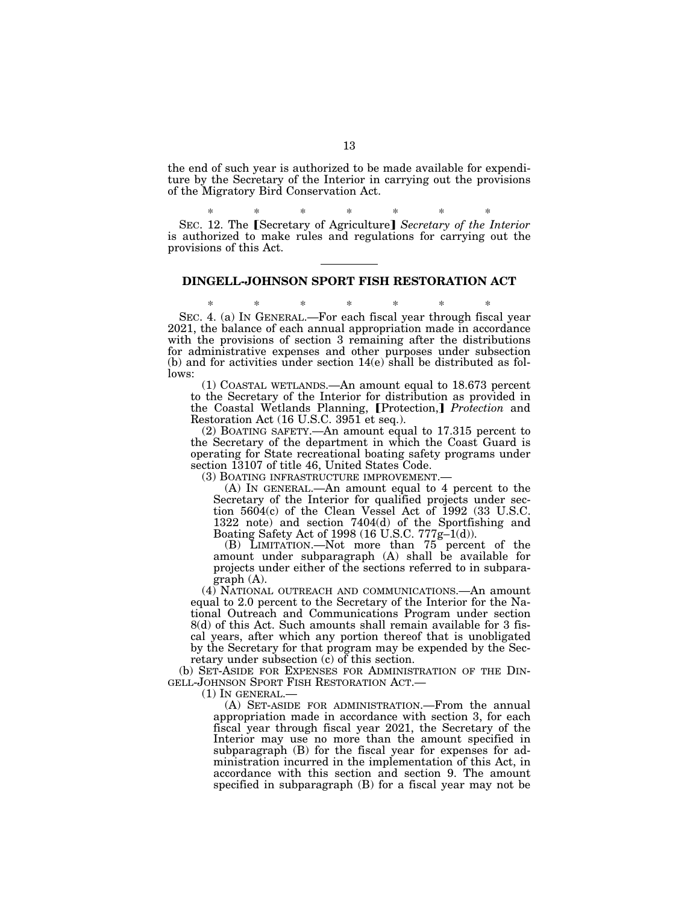the end of such year is authorized to be made available for expenditure by the Secretary of the Interior in carrying out the provisions of the Migratory Bird Conservation Act.

\* \* \* \* \* \* \*

SEC. 12. The ❲Secretary of Agriculture❳ *Secretary of the Interior* is authorized to make rules and regulations for carrying out the provisions of this Act.

---

## DINGELL-JOHNSON SPORT FISH RESTORATION ACT

\* \* \* \* \* \* \*

SEC. 4. (a) IN GENERAL.—For each fiscal year through fiscal year 2021, the balance of each annual appropriation made in accordance with the provisions of section 3 remaining after the distributions for administrative expenses and other purposes under subsection (b) and for activities under section 14(e) shall be distributed as follows:

(1) COASTAL WETLANDS.—An amount equal to 18.673 percent to the Secretary of the Interior for distribution as provided in the Coastal Wetlands Planning, ❲Protection,❳ *Protection* and Restoration Act (16 U.S.C. 3951 et seq.).

(2) BOATING SAFETY.—An amount equal to 17.315 percent to the Secretary of the department in which the Coast Guard is operating for State recreational boating safety programs under section 13107 of title 46, United States Code.

(3) BOATING INFRASTRUCTURE IMPROVEMENT.—

(A) IN GENERAL.—An amount equal to 4 percent to the Secretary of the Interior for qualified projects under section 5604(c) of the Clean Vessel Act of 1992 (33 U.S.C. 1322 note) and section 7404(d) of the Sportfishing and Boating Safety Act of 1998 (16 U.S.C. 777g–1(d)).

(B) LIMITATION.—Not more than 75 percent of the amount under subparagraph (A) shall be available for projects under either of the sections referred to in subparagraph (A).

(4) NATIONAL OUTREACH AND COMMUNICATIONS.—An amount equal to 2.0 percent to the Secretary of the Interior for the National Outreach and Communications Program under section 8(d) of this Act. Such amounts shall remain available for 3 fiscal years, after which any portion thereof that is unobligated by the Secretary for that program may be expended by the Secretary under subsection (c) of this section.

(b) SET-ASIDE FOR EXPENSES FOR ADMINISTRATION OF THE DINGELL-JOHNSON SPORT FISH RESTORATION ACT.—

(1) IN GENERAL.—

(A) SET-ASIDE FOR ADMINISTRATION.—From the annual appropriation made in accordance with section 3, for each fiscal year through fiscal year 2021, the Secretary of the Interior may use no more than the amount specified in subparagraph (B) for the fiscal year for expenses for administration incurred in the implementation of this Act, in accordance with this section and section 9. The amount specified in subparagraph (B) for a fiscal year may not be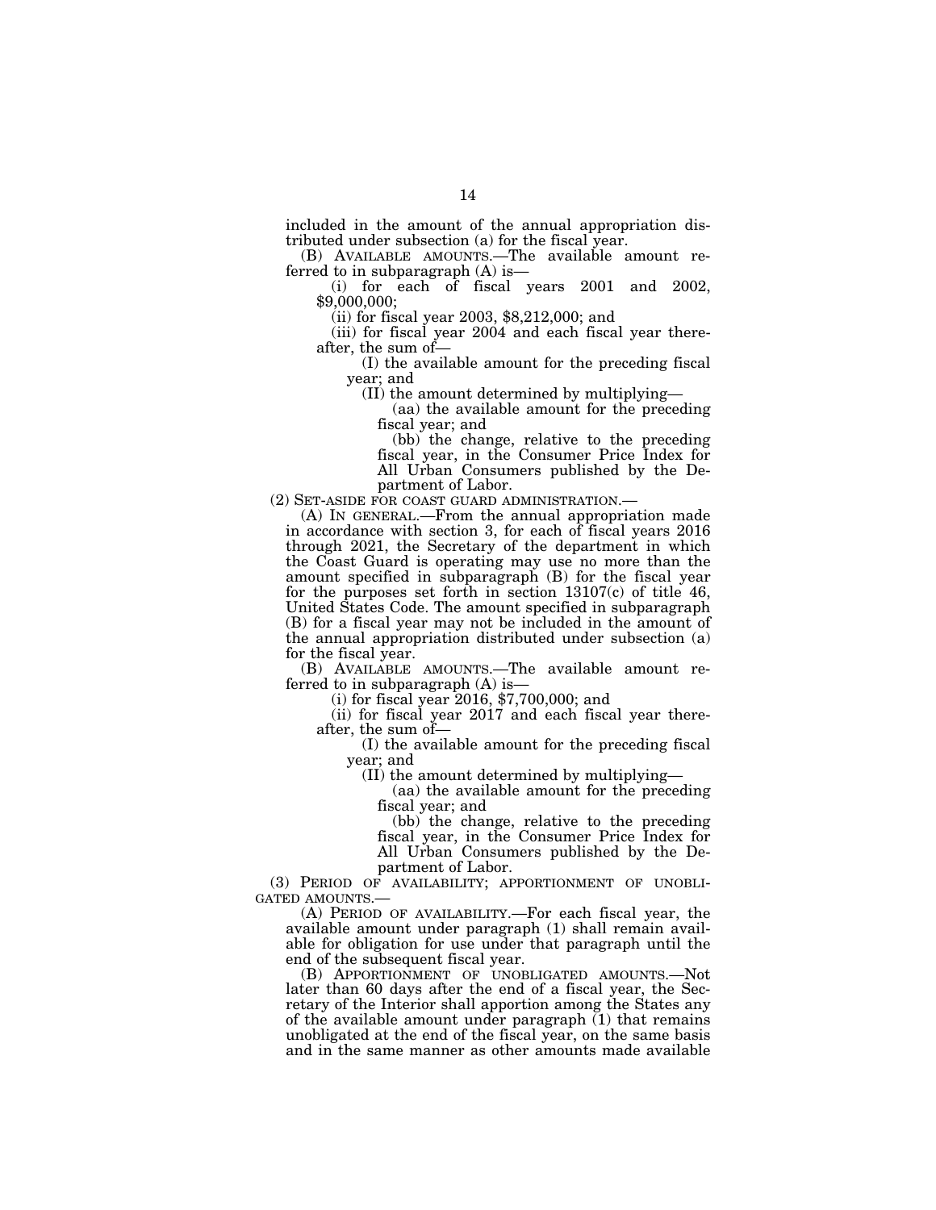included in the amount of the annual appropriation distributed under subsection (a) for the fiscal year.

(B) AVAILABLE AMOUNTS.—The available amount referred to in subparagraph (A) is—

(i) for each of fiscal years 2001 and 2002, $9,000,000;

(ii) for fiscal year 2003, $8,212,000; and

(iii) for fiscal year 2004 and each fiscal year thereafter, the sum of—

(I) the available amount for the preceding fiscal year; and

(II) the amount determined by multiplying—

(aa) the available amount for the preceding fiscal year; and

(bb) the change, relative to the preceding fiscal year, in the Consumer Price Index for All Urban Consumers published by the Department of Labor.

(2) SET-ASIDE FOR COAST GUARD ADMINISTRATION.—

(A) IN GENERAL.—From the annual appropriation made in accordance with section 3, for each of fiscal years 2016 through 2021, the Secretary of the department in which the Coast Guard is operating may use no more than the amount specified in subparagraph (B) for the fiscal year for the purposes set forth in section 13107(c) of title 46, United States Code. The amount specified in subparagraph (B) for a fiscal year may not be included in the amount of the annual appropriation distributed under subsection (a) for the fiscal year.

(B) AVAILABLE AMOUNTS.—The available amount referred to in subparagraph (A) is—

(i) for fiscal year 2016, $7,700,000; and

(ii) for fiscal year 2017 and each fiscal year thereafter, the sum of—

(I) the available amount for the preceding fiscal year; and

(II) the amount determined by multiplying—

(aa) the available amount for the preceding fiscal year; and

(bb) the change, relative to the preceding fiscal year, in the Consumer Price Index for All Urban Consumers published by the Department of Labor.

(3) PERIOD OF AVAILABILITY; APPORTIONMENT OF UNOBLIGATED AMOUNTS.—

(A) PERIOD OF AVAILABILITY.—For each fiscal year, the available amount under paragraph (1) shall remain available for obligation for use under that paragraph until the end of the subsequent fiscal year.

(B) APPORTIONMENT OF UNOBLIGATED AMOUNTS.—Not later than 60 days after the end of a fiscal year, the Secretary of the Interior shall apportion among the States any of the available amount under paragraph (1) that remains unobligated at the end of the fiscal year, on the same basis and in the same manner as other amounts made available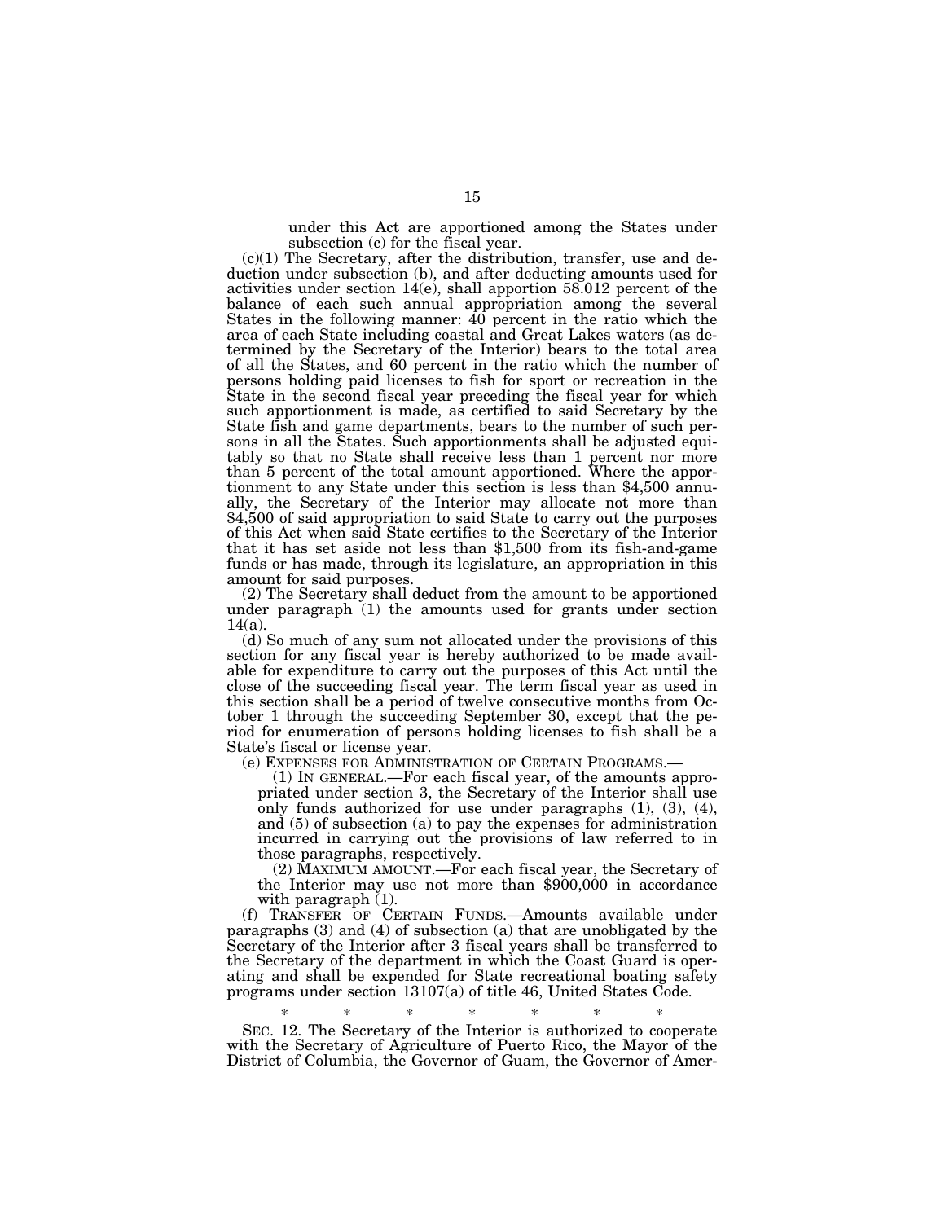under this Act are apportioned among the States under subsection (c) for the fiscal year.

(c)(1) The Secretary, after the distribution, transfer, use and deduction under subsection (b), and after deducting amounts used for activities under section 14(e), shall apportion 58.012 percent of the balance of each such annual appropriation among the several States in the following manner: 40 percent in the ratio which the area of each State including coastal and Great Lakes waters (as determined by the Secretary of the Interior) bears to the total area of all the States, and 60 percent in the ratio which the number of persons holding paid licenses to fish for sport or recreation in the State in the second fiscal year preceding the fiscal year for which such apportionment is made, as certified to said Secretary by the State fish and game departments, bears to the number of such persons in all the States. Such apportionments shall be adjusted equitably so that no State shall receive less than 1 percent nor more than 5 percent of the total amount apportioned. Where the apportionment to any State under this section is less than $4,500 annually, the Secretary of the Interior may allocate not more than $4,500 of said appropriation to said State to carry out the purposes of this Act when said State certifies to the Secretary of the Interior that it has set aside not less than $1,500 from its fish-and-game funds or has made, through its legislature, an appropriation in this amount for said purposes.

(2) The Secretary shall deduct from the amount to be apportioned under paragraph (1) the amounts used for grants under section 14(a).

(d) So much of any sum not allocated under the provisions of this section for any fiscal year is hereby authorized to be made available for expenditure to carry out the purposes of this Act until the close of the succeeding fiscal year. The term fiscal year as used in this section shall be a period of twelve consecutive months from October 1 through the succeeding September 30, except that the period for enumeration of persons holding licenses to fish shall be a State's fiscal or license year.

(e) EXPENSES FOR ADMINISTRATION OF CERTAIN PROGRAMS.—

(1) IN GENERAL.—For each fiscal year, of the amounts appropriated under section 3, the Secretary of the Interior shall use only funds authorized for use under paragraphs (1), (3), (4), and (5) of subsection (a) to pay the expenses for administration incurred in carrying out the provisions of law referred to in those paragraphs, respectively.

(2) MAXIMUM AMOUNT.—For each fiscal year, the Secretary of the Interior may use not more than $900,000 in accordance with paragraph (1).

(f) TRANSFER OF CERTAIN FUNDS.—Amounts available under paragraphs (3) and (4) of subsection (a) that are unobligated by the Secretary of the Interior after 3 fiscal years shall be transferred to the Secretary of the department in which the Coast Guard is operating and shall be expended for State recreational boating safety programs under section 13107(a) of title 46, United States Code.

\* \* \* \* \* \* \*

SEC. 12. The Secretary of the Interior is authorized to cooperate with the Secretary of Agriculture of Puerto Rico, the Mayor of the District of Columbia, the Governor of Guam, the Governor of Amer-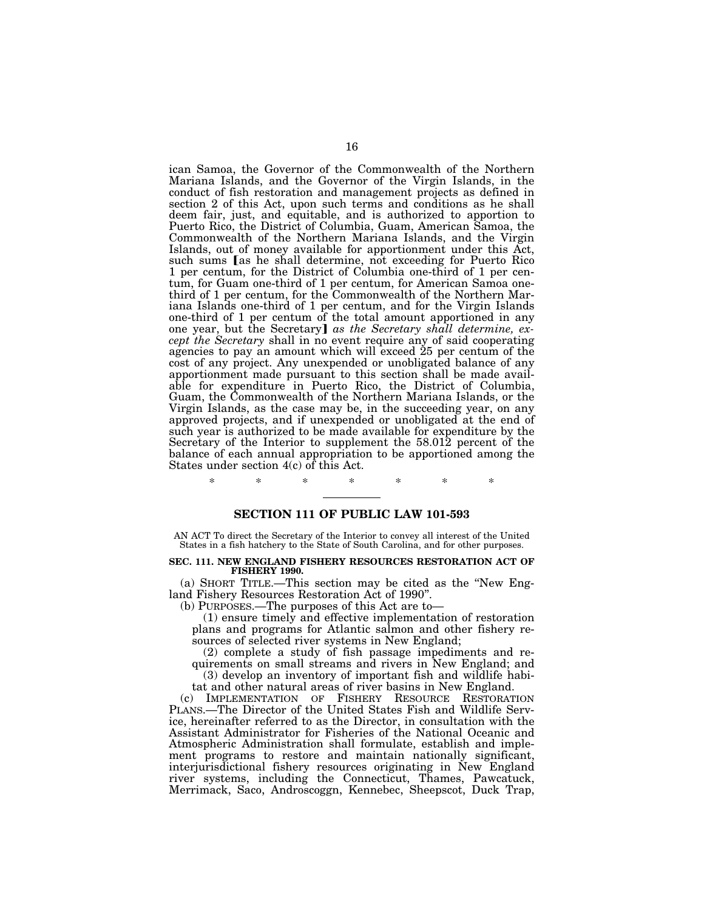ican Samoa, the Governor of the Commonwealth of the Northern Mariana Islands, and the Governor of the Virgin Islands, in the conduct of fish restoration and management projects as defined in section 2 of this Act, upon such terms and conditions as he shall deem fair, just, and equitable, and is authorized to apportion to Puerto Rico, the District of Columbia, Guam, American Samoa, the Commonwealth of the Northern Mariana Islands, and the Virgin Islands, out of money available for apportionment under this Act, such sums [as he shall determine, not exceeding for Puerto Rico 1 per centum, for the District of Columbia one-third of 1 per centum, for Guam one-third of 1 per centum, for American Samoa one-third of 1 per centum, for the Commonwealth of the Northern Mariana Islands one-third of 1 per centum, and for the Virgin Islands one-third of 1 per centum of the total amount apportioned in any one year, but the Secretary] *as the Secretary shall determine, except the Secretary* shall in no event require any of said cooperating agencies to pay an amount which will exceed 25 per centum of the cost of any project. Any unexpended or unobligated balance of any apportionment made pursuant to this section shall be made available for expenditure in Puerto Rico, the District of Columbia, Guam, the Commonwealth of the Northern Mariana Islands, or the Virgin Islands, as the case may be, in the succeeding year, on any approved projects, and if unexpended or unobligated at the end of such year is authorized to be made available for expenditure by the Secretary of the Interior to supplement the 58.012 percent of the balance of each annual appropriation to be apportioned among the States under section 4(c) of this Act.

\* \* \* \* \* \* \*

---

## SECTION 111 OF PUBLIC LAW 101-593

AN ACT To direct the Secretary of the Interior to convey all interest of the United States in a fish hatchery to the State of South Carolina, and for other purposes.

**SEC. 111. NEW ENGLAND FISHERY RESOURCES RESTORATION ACT OF FISHERY 1990.**

(a) SHORT TITLE.—This section may be cited as the "New England Fishery Resources Restoration Act of 1990".

(b) PURPOSES.—The purposes of this Act are to—

(1) ensure timely and effective implementation of restoration plans and programs for Atlantic salmon and other fishery resources of selected river systems in New England;

(2) complete a study of fish passage impediments and requirements on small streams and rivers in New England; and

(3) develop an inventory of important fish and wildlife habitat and other natural areas of river basins in New England.

(c) IMPLEMENTATION OF FISHERY RESOURCE RESTORATION PLANS.—The Director of the United States Fish and Wildlife Service, hereinafter referred to as the Director, in consultation with the Assistant Administrator for Fisheries of the National Oceanic and Atmospheric Administration shall formulate, establish and implement programs to restore and maintain nationally significant, interjurisdictional fishery resources originating in New England river systems, including the Connecticut, Thames, Pawcatuck, Merrimack, Saco, Androscoggn, Kennebec, Sheepscot, Duck Trap,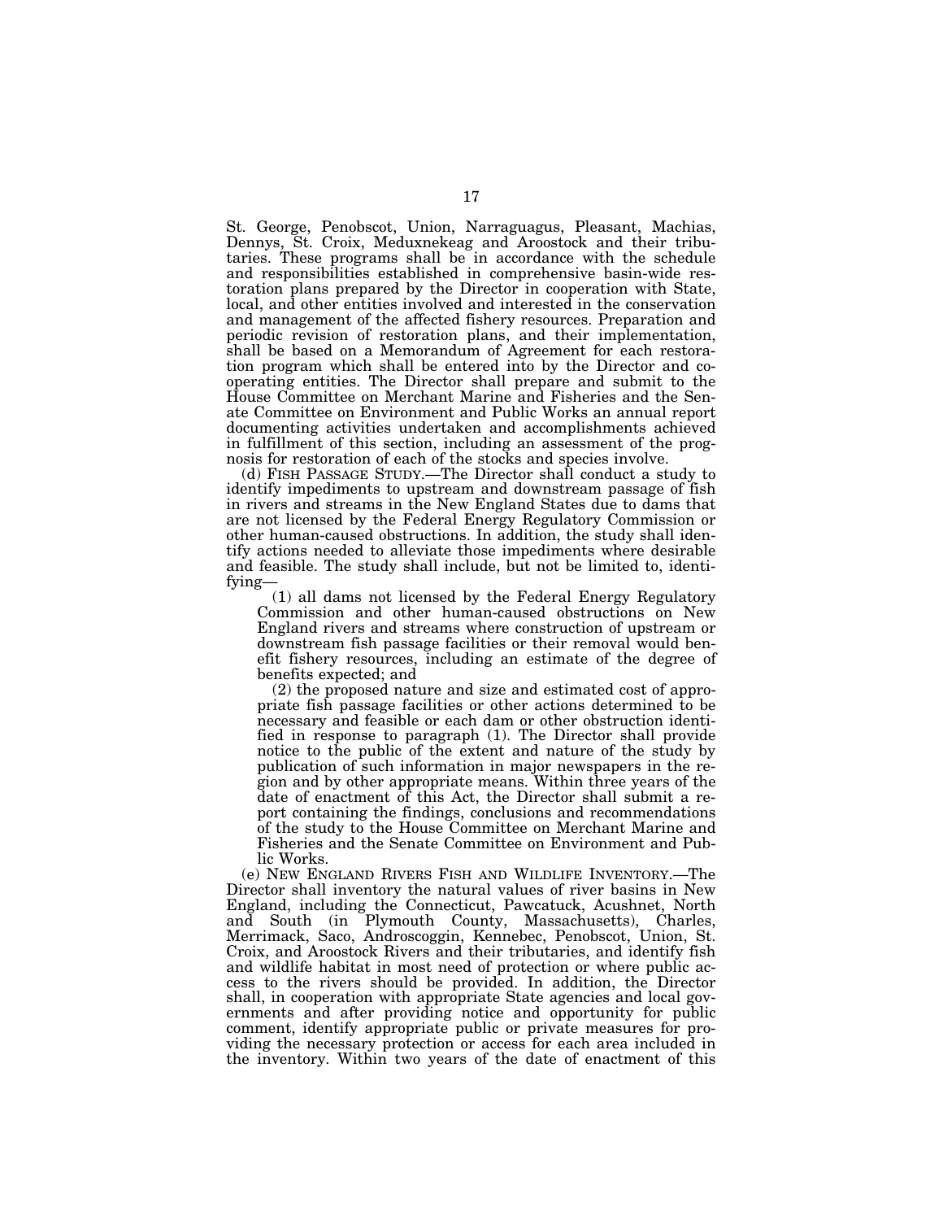St. George, Penobscot, Union, Narraguagus, Pleasant, Machias, Dennys, St. Croix, Meduxnekeag and Aroostock and their tributaries. These programs shall be in accordance with the schedule and responsibilities established in comprehensive basin-wide restoration plans prepared by the Director in cooperation with State, local, and other entities involved and interested in the conservation and management of the affected fishery resources. Preparation and periodic revision of restoration plans, and their implementation, shall be based on a Memorandum of Agreement for each restoration program which shall be entered into by the Director and cooperating entities. The Director shall prepare and submit to the House Committee on Merchant Marine and Fisheries and the Senate Committee on Environment and Public Works an annual report documenting activities undertaken and accomplishments achieved in fulfillment of this section, including an assessment of the prognosis for restoration of each of the stocks and species involve.

(d) FISH PASSAGE STUDY.—The Director shall conduct a study to identify impediments to upstream and downstream passage of fish in rivers and streams in the New England States due to dams that are not licensed by the Federal Energy Regulatory Commission or other human-caused obstructions. In addition, the study shall identify actions needed to alleviate those impediments where desirable and feasible. The study shall include, but not be limited to, identifying—

(1) all dams not licensed by the Federal Energy Regulatory Commission and other human-caused obstructions on New England rivers and streams where construction of upstream or downstream fish passage facilities or their removal would benefit fishery resources, including an estimate of the degree of benefits expected; and

(2) the proposed nature and size and estimated cost of appropriate fish passage facilities or other actions determined to be necessary and feasible or each dam or other obstruction identified in response to paragraph (1). The Director shall provide notice to the public of the extent and nature of the study by publication of such information in major newspapers in the region and by other appropriate means. Within three years of the date of enactment of this Act, the Director shall submit a report containing the findings, conclusions and recommendations of the study to the House Committee on Merchant Marine and Fisheries and the Senate Committee on Environment and Public Works.

(e) NEW ENGLAND RIVERS FISH AND WILDLIFE INVENTORY.—The Director shall inventory the natural values of river basins in New England, including the Connecticut, Pawcatuck, Acushnet, North and South (in Plymouth County, Massachusetts), Charles, Merrimack, Saco, Androscoggin, Kennebec, Penobscot, Union, St. Croix, and Aroostock Rivers and their tributaries, and identify fish and wildlife habitat in most need of protection or where public access to the rivers should be provided. In addition, the Director shall, in cooperation with appropriate State agencies and local governments and after providing notice and opportunity for public comment, identify appropriate public or private measures for providing the necessary protection or access for each area included in the inventory. Within two years of the date of enactment of this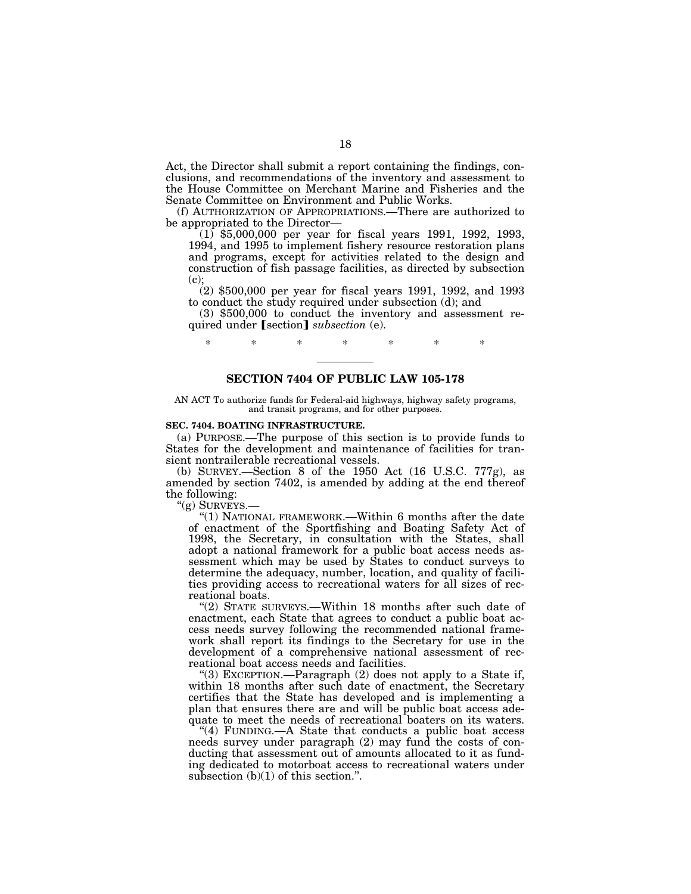Act, the Director shall submit a report containing the findings, conclusions, and recommendations of the inventory and assessment to the House Committee on Merchant Marine and Fisheries and the Senate Committee on Environment and Public Works.

(f) AUTHORIZATION OF APPROPRIATIONS.—There are authorized to be appropriated to the Director—

(1) $5,000,000 per year for fiscal years 1991, 1992, 1993, 1994, and 1995 to implement fishery resource restoration plans and programs, except for activities related to the design and construction of fish passage facilities, as directed by subsection (c);

(2) $500,000 per year for fiscal years 1991, 1992, and 1993 to conduct the study required under subsection (d); and

(3) $500,000 to conduct the inventory and assessment required under [section] *subsection* (e).

\* \* \* \* \* \* \*

## SECTION 7404 OF PUBLIC LAW 105-178

AN ACT To authorize funds for Federal-aid highways, highway safety programs, and transit programs, and for other purposes.

**SEC. 7404. BOATING INFRASTRUCTURE.**

(a) PURPOSE.—The purpose of this section is to provide funds to States for the development and maintenance of facilities for transient nontrailerable recreational vessels.

(b) SURVEY.—Section 8 of the 1950 Act (16 U.S.C. 777g), as amended by section 7402, is amended by adding at the end thereof the following:

"(g) SURVEYS.—

"(1) NATIONAL FRAMEWORK.—Within 6 months after the date of enactment of the Sportfishing and Boating Safety Act of 1998, the Secretary, in consultation with the States, shall adopt a national framework for a public boat access needs assessment which may be used by States to conduct surveys to determine the adequacy, number, location, and quality of facilities providing access to recreational waters for all sizes of recreational boats.

"(2) STATE SURVEYS.—Within 18 months after such date of enactment, each State that agrees to conduct a public boat access needs survey following the recommended national framework shall report its findings to the Secretary for use in the development of a comprehensive national assessment of recreational boat access needs and facilities.

"(3) EXCEPTION.—Paragraph (2) does not apply to a State if, within 18 months after such date of enactment, the Secretary certifies that the State has developed and is implementing a plan that ensures there are and will be public boat access adequate to meet the needs of recreational boaters on its waters.

"(4) FUNDING.—A State that conducts a public boat access needs survey under paragraph (2) may fund the costs of conducting that assessment out of amounts allocated to it as funding dedicated to motorboat access to recreational waters under subsection (b)(1) of this section.".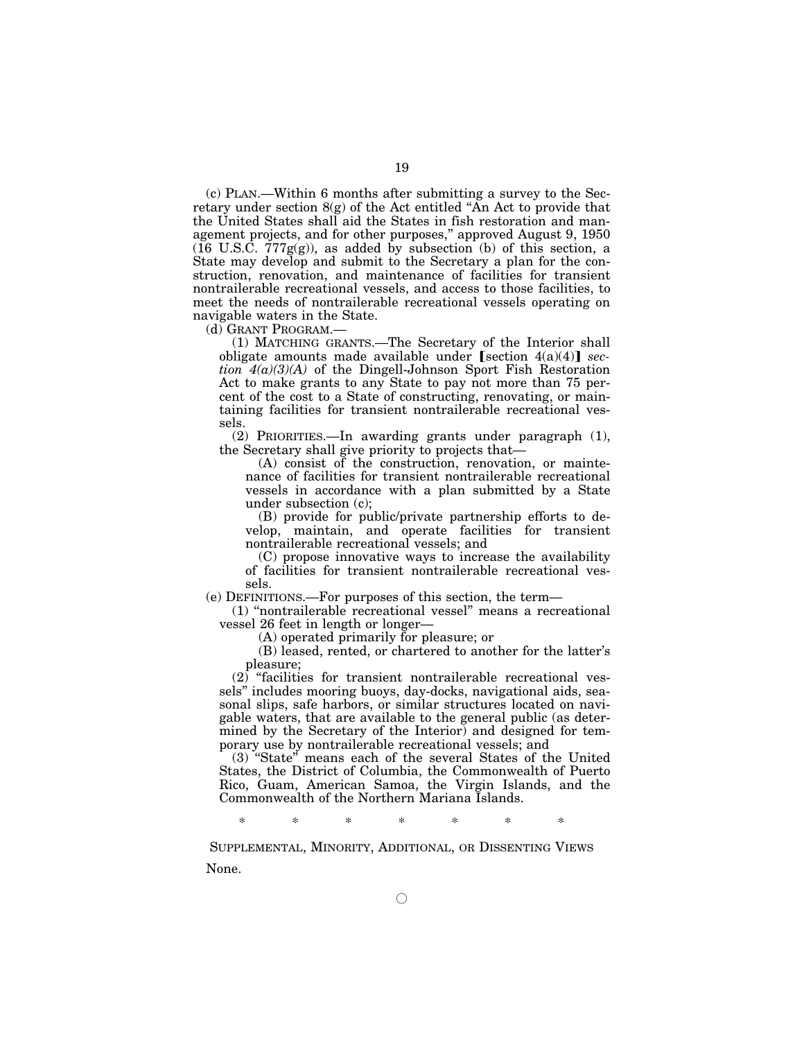(c) PLAN.—Within 6 months after submitting a survey to the Secretary under section 8(g) of the Act entitled "An Act to provide that the United States shall aid the States in fish restoration and management projects, and for other purposes," approved August 9, 1950 (16 U.S.C. 777g(g)), as added by subsection (b) of this section, a State may develop and submit to the Secretary a plan for the construction, renovation, and maintenance of facilities for transient nontrailerable recreational vessels, and access to those facilities, to meet the needs of nontrailerable recreational vessels operating on navigable waters in the State.

(d) GRANT PROGRAM.—

(1) MATCHING GRANTS.—The Secretary of the Interior shall obligate amounts made available under [section 4(a)(4)] *section 4(a)(3)(A)* of the Dingell-Johnson Sport Fish Restoration Act to make grants to any State to pay not more than 75 percent of the cost to a State of constructing, renovating, or maintaining facilities for transient nontrailerable recreational vessels.

(2) PRIORITIES.—In awarding grants under paragraph (1), the Secretary shall give priority to projects that—

(A) consist of the construction, renovation, or maintenance of facilities for transient nontrailerable recreational vessels in accordance with a plan submitted by a State under subsection (c);

(B) provide for public/private partnership efforts to develop, maintain, and operate facilities for transient nontrailerable recreational vessels; and

(C) propose innovative ways to increase the availability of facilities for transient nontrailerable recreational vessels.

(e) DEFINITIONS.—For purposes of this section, the term—

(1) "nontrailerable recreational vessel" means a recreational vessel 26 feet in length or longer—

(A) operated primarily for pleasure; or

(B) leased, rented, or chartered to another for the latter's pleasure;

(2) "facilities for transient nontrailerable recreational vessels" includes mooring buoys, day-docks, navigational aids, seasonal slips, safe harbors, or similar structures located on navigable waters, that are available to the general public (as determined by the Secretary of the Interior) and designed for temporary use by nontrailerable recreational vessels; and

(3) "State" means each of the several States of the United States, the District of Columbia, the Commonwealth of Puerto Rico, Guam, American Samoa, the Virgin Islands, and the Commonwealth of the Northern Mariana Islands.

\* \* \* \* \* \* \*

## SUPPLEMENTAL, MINORITY, ADDITIONAL, OR DISSENTING VIEWS

None.